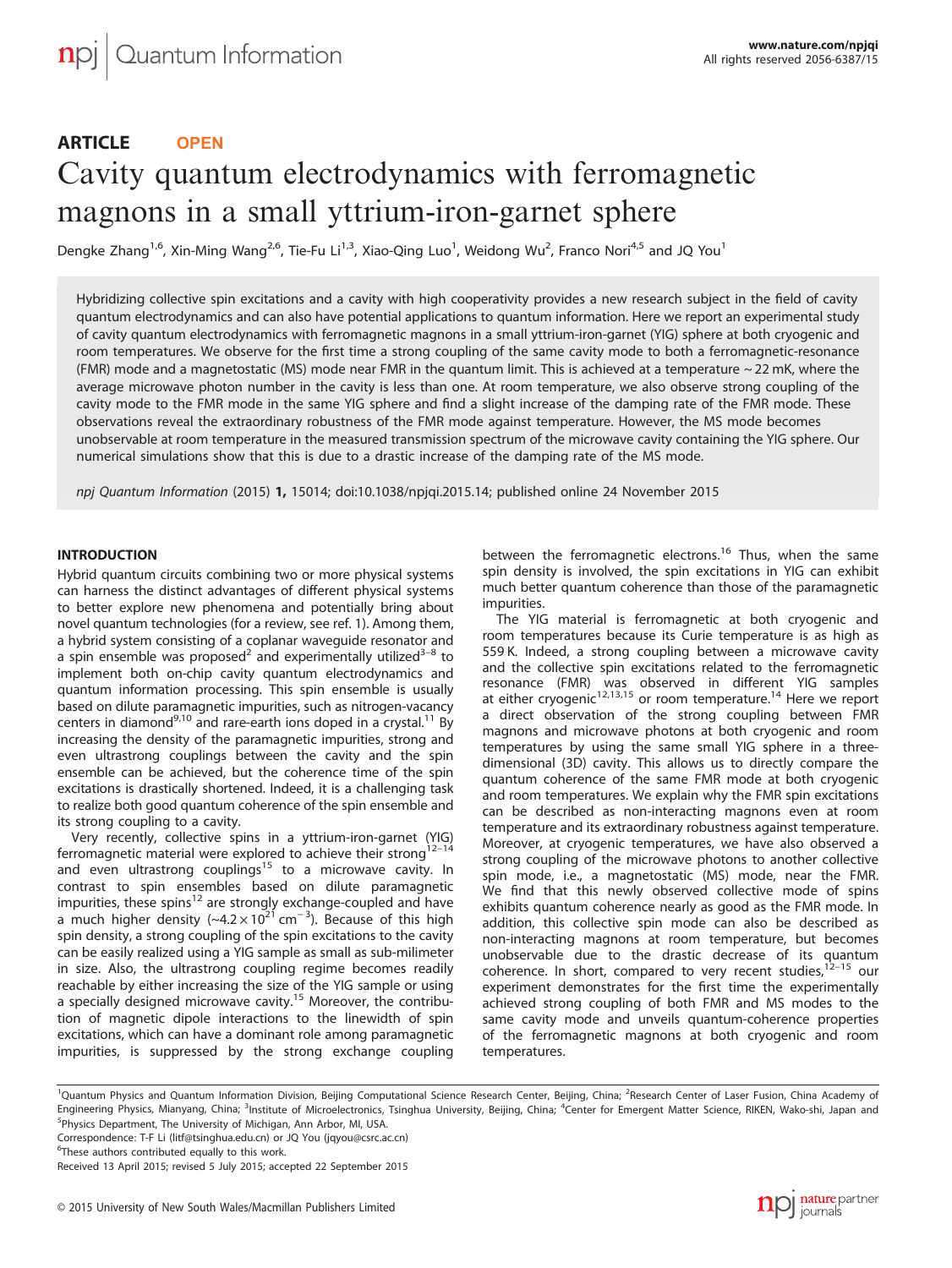ARTICLE OPEN

# Cavity quantum electrodynamics with ferromagnetic magnons in a small yttrium-iron-garnet sphere

Dengke Zhang[1,6], Xin-Ming Wang[2,6], Tie-Fu Li[1,3], Xiao-Qing Luo[1], Weidong Wu[2], Franco Nori[4,5] and JQ You[1]

Hybridizing collective spin excitations and a cavity with high cooperativity provides a new research subject in the field of cavity quantum electrodynamics and can also have potential applications to quantum information. Here we report an experimental study of cavity quantum electrodynamics with ferromagnetic magnons in a small yttrium-iron-garnet (YIG) sphere at both cryogenic and room temperatures. We observe for the first time a strong coupling of the same cavity mode to both a ferromagnetic-resonance (FMR) mode and a magnetostatic (MS) mode near FMR in the quantum limit. This is achieved at a temperature ~22 mK, where the average microwave photon number in the cavity is less than one. At room temperature, we also observe strong coupling of the cavity mode to the FMR mode in the same YIG sphere and find a slight increase of the damping rate of the FMR mode. These observations reveal the extraordinary robustness of the FMR mode against temperature. However, the MS mode becomes unobservable at room temperature in the measured transmission spectrum of the microwave cavity containing the YIG sphere. Our numerical simulations show that this is due to a drastic increase of the damping rate of the MS mode.

*npj Quantum Information* (2015) **1**, 15014; doi:10.1038/npjqi.2015.14; published online 24 November 2015

## INTRODUCTION

Hybrid quantum circuits combining two or more physical systems can harness the distinct advantages of different physical systems to better explore new phenomena and potentially bring about novel quantum technologies (for a review, see ref. 1). Among them, a hybrid system consisting of a coplanar waveguide resonator and a spin ensemble was proposed[2] and experimentally utilized[3–8] to implement both on-chip cavity quantum electrodynamics and quantum information processing. This spin ensemble is usually based on dilute paramagnetic impurities, such as nitrogen-vacancy centers in diamond[9,10] and rare-earth ions doped in a crystal.[11] By increasing the density of the paramagnetic impurities, strong and even ultrastrong couplings between the cavity and the spin ensemble can be achieved, but the coherence time of the spin excitations is drastically shortened. Indeed, it is a challenging task to realize both good quantum coherence of the spin ensemble and its strong coupling to a cavity.

Very recently, collective spins in a yttrium-iron-garnet (YIG) ferromagnetic material were explored to achieve their strong[12–14] and even ultrastrong couplings[15] to a microwave cavity. In contrast to spin ensembles based on dilute paramagnetic impurities, these spins[12] are strongly exchange-coupled and have a much higher density ($\sim 4.2\times10^{21}$ cm$^{-3}$). Because of this high spin density, a strong coupling of the spin excitations to the cavity can be easily realized using a YIG sample as small as sub-milimeter in size. Also, the ultrastrong coupling regime becomes readily reachable by either increasing the size of the YIG sample or using a specially designed microwave cavity.[15] Moreover, the contribution of magnetic dipole interactions to the linewidth of spin excitations, which can have a dominant role among paramagnetic impurities, is suppressed by the strong exchange coupling between the ferromagnetic electrons.[16] Thus, when the same spin density is involved, the spin excitations in YIG can exhibit much better quantum coherence than those of the paramagnetic impurities.

The YIG material is ferromagnetic at both cryogenic and room temperatures because its Curie temperature is as high as 559 K. Indeed, a strong coupling between a microwave cavity and the collective spin excitations related to the ferromagnetic resonance (FMR) was observed in different YIG samples at either cryogenic[12,13,15] or room temperature.[14] Here we report a direct observation of the strong coupling between FMR magnons and microwave photons at both cryogenic and room temperatures by using the same small YIG sphere in a three-dimensional (3D) cavity. This allows us to directly compare the quantum coherence of the same FMR mode at both cryogenic and room temperatures. We explain why the FMR spin excitations can be described as non-interacting magnons even at room temperature and its extraordinary robustness against temperature. Moreover, at cryogenic temperatures, we have also observed a strong coupling of the microwave photons to another collective spin mode, i.e., a magnetostatic (MS) mode, near the FMR. We find that this newly observed collective mode of spins exhibits quantum coherence nearly as good as the FMR mode. In addition, this collective spin mode can also be described as non-interacting magnons at room temperature, but becomes unobservable due to the drastic decrease of its quantum coherence. In short, compared to very recent studies,[12–15] our experiment demonstrates for the first time the experimentally achieved strong coupling of both FMR and MS modes to the same cavity mode and unveils quantum-coherence properties of the ferromagnetic magnons at both cryogenic and room temperatures.

[1]Quantum Physics and Quantum Information Division, Beijing Computational Science Research Center, Beijing, China; [2]Research Center of Laser Fusion, China Academy of Engineering Physics, Mianyang, China; [3]Institute of Microelectronics, Tsinghua University, Beijing, China; [4]Center for Emergent Matter Science, RIKEN, Wako-shi, Japan and [5]Physics Department, The University of Michigan, Ann Arbor, MI, USA.
Correspondence: T-F Li (litf@tsinghua.edu.cn) or JQ You (jqyou@csrc.ac.cn)
[6]These authors contributed equally to this work.
Received 13 April 2015; revised 5 July 2015; accepted 22 September 2015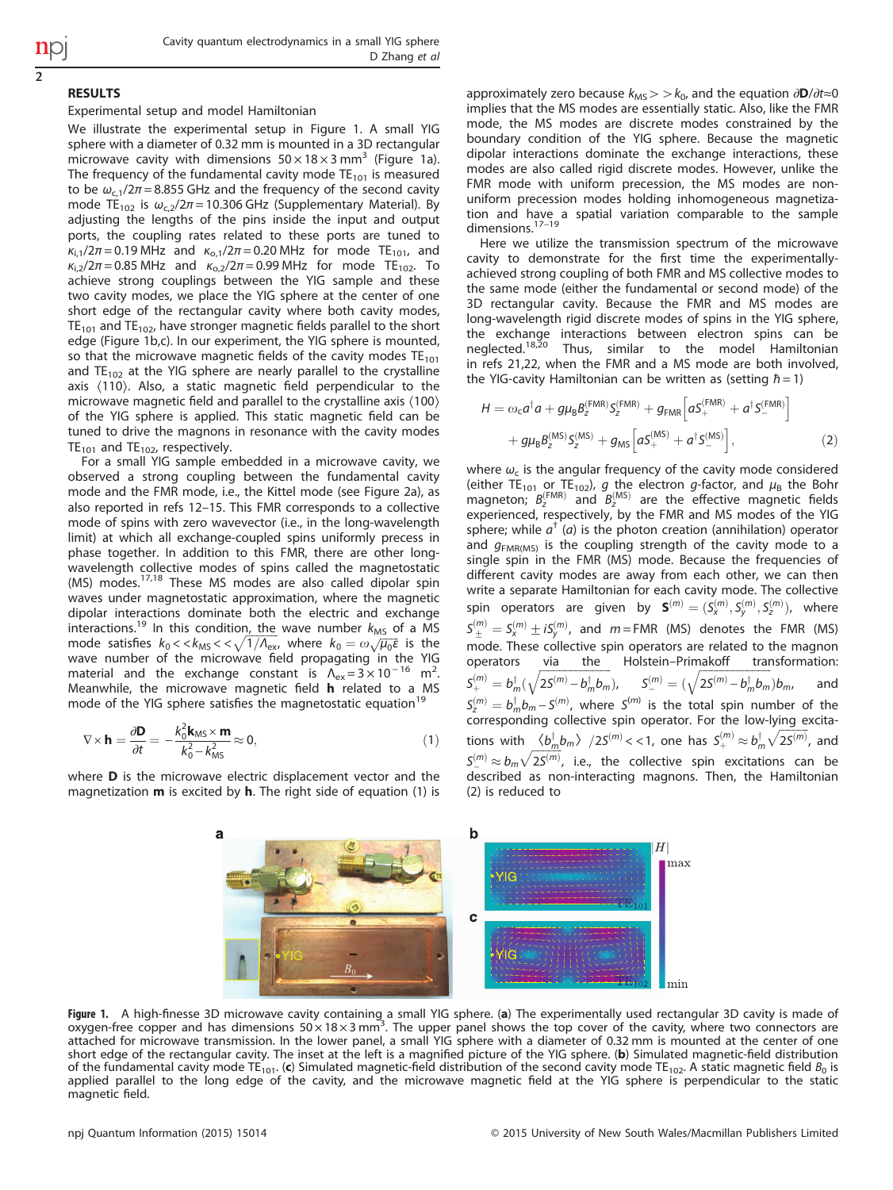## RESULTS

### Experimental setup and model Hamiltonian

We illustrate the experimental setup in Figure 1. A small YIG sphere with a diameter of 0.32 mm is mounted in a 3D rectangular microwave cavity with dimensions $50\times18\times3$ mm$^3$ (Figure 1a). The frequency of the fundamental cavity mode $\mathrm{TE}_{101}$ is measured to be $\omega_{c,1}/2\pi=8.855$ GHz and the frequency of the second cavity mode $\mathrm{TE}_{102}$ is $\omega_{c,2}/2\pi=10.306$ GHz (Supplementary Material). By adjusting the lengths of the pins inside the input and output ports, the coupling rates related to these ports are tuned to $\kappa_{i,1}/2\pi=0.19$ MHz and $\kappa_{o,1}/2\pi=0.20$ MHz for mode $\mathrm{TE}_{101}$, and $\kappa_{i,2}/2\pi=0.85$ MHz and $\kappa_{o,2}/2\pi=0.99$ MHz for mode $\mathrm{TE}_{102}$. To achieve strong couplings between the YIG sample and these two cavity modes, we place the YIG sphere at the center of one short edge of the rectangular cavity where both cavity modes, $\mathrm{TE}_{101}$ and $\mathrm{TE}_{102}$, have stronger magnetic fields parallel to the short edge (Figure 1b,c). In our experiment, the YIG sphere is mounted, so that the microwave magnetic fields of the cavity modes $\mathrm{TE}_{101}$ and $\mathrm{TE}_{102}$ at the YIG sphere are nearly parallel to the crystalline axis $\langle110\rangle$. Also, a static magnetic field perpendicular to the microwave magnetic field and parallel to the crystalline axis $\langle100\rangle$ of the YIG sphere is applied. This static magnetic field can be tuned to drive the magnons in resonance with the cavity modes $\mathrm{TE}_{101}$ and $\mathrm{TE}_{102}$, respectively.

For a small YIG sample embedded in a microwave cavity, we observed a strong coupling between the fundamental cavity mode and the FMR mode, i.e., the Kittel mode (see Figure 2a), as also reported in refs 12–15. This FMR corresponds to a collective mode of spins with zero wavevector (i.e., in the long-wavelength limit) at which all exchange-coupled spins uniformly precess in phase together. In addition to this FMR, there are other long-wavelength collective modes of spins called the magnetostatic (MS) modes.[17,18] These MS modes are also called dipolar spin waves under magnetostatic approximation, where the magnetic dipolar interactions dominate both the electric and exchange interactions.[19] In this condition, the wave number $k_{\rm MS}$ of a MS mode satisfies $k_0 << k_{\rm MS} << \sqrt{1/\Lambda_{\rm ex}}$, where $k_0=\omega\sqrt{\mu_0\varepsilon}$ is the wave number of the microwave field propagating in the YIG material and the exchange constant is $\Lambda_{\rm ex}=3\times10^{-16}$ m$^2$. Meanwhile, the microwave magnetic field $\mathbf{h}$ related to a MS mode of the YIG sphere satisfies the magnetostatic equation[19]

$$\nabla\times\mathbf{h}=\frac{\partial\mathbf{D}}{\partial t}=-\frac{k_0^2\mathbf{k}_{\rm MS}\times\mathbf{m}}{k_0^2-k_{\rm MS}^2}\approx0,\tag{1}$$

where $\mathbf{D}$ is the microwave electric displacement vector and the magnetization $\mathbf{m}$ is excited by $\mathbf{h}$. The right side of equation (1) is approximately zero because $k_{\rm MS}>>k_0$, and the equation $\partial\mathbf{D}/\partial t\approx0$ implies that the MS modes are essentially static. Also, like the FMR mode, the MS modes are discrete modes constrained by the boundary condition of the YIG sphere. Because the magnetic dipolar interactions dominate the exchange interactions, these modes are also called rigid discrete modes. However, unlike the FMR mode with uniform precession, the MS modes are non-uniform precession modes holding inhomogeneous magnetization and have a spatial variation comparable to the sample dimensions.[17–19]

Here we utilize the transmission spectrum of the microwave cavity to demonstrate for the first time the experimentally-achieved strong coupling of both FMR and MS collective modes to the same mode (either the fundamental or second mode) of the 3D rectangular cavity. Because the FMR and MS modes are long-wavelength rigid discrete modes of spins in the YIG sphere, the exchange interactions between electron spins can be neglected.[18,20] Thus, similar to the model Hamiltonian in refs 21,22, when the FMR and a MS mode are both involved, the YIG-cavity Hamiltonian can be written as (setting $\hbar=1$)

$$H=\omega_c a^\dagger a+g\mu_B B_z^{(\rm FMR)}S_z^{(\rm FMR)}+g_{\rm FMR}\left[aS_+^{(\rm FMR)}+a^\dagger S_-^{(\rm FMR)}\right]+g\mu_B B_z^{(\rm MS)}S_z^{(\rm MS)}+g_{\rm MS}\left[aS_+^{(\rm MS)}+a^\dagger S_-^{(\rm MS)}\right],\tag{2}$$

where $\omega_c$ is the angular frequency of the cavity mode considered (either $\mathrm{TE}_{101}$ or $\mathrm{TE}_{102}$), $g$ the electron $g$-factor, and $\mu_B$ the Bohr magneton; $B_z^{(\rm FMR)}$ and $B_z^{(\rm MS)}$ are the effective magnetic fields experienced, respectively, by the FMR and MS modes of the YIG sphere; while $a^\dagger$ ($a$) is the photon creation (annihilation) operator and $g_{\rm FMR(MS)}$ is the coupling strength of the cavity mode to a single spin in the FMR (MS) mode. Because the frequencies of different cavity modes are away from each other, we can then write a separate Hamiltonian for each cavity mode. The collective spin operators are given by $\mathbf{S}^{(m)}=(S_x^{(m)},S_y^{(m)},S_z^{(m)})$, where $S_\pm^{(m)}=S_x^{(m)}\pm iS_y^{(m)}$, and $m=$FMR (MS) denotes the FMR (MS) mode. These collective spin operators are related to the magnon operators via the Holstein–Primakoff transformation: $S_+^{(m)}=b_m^\dagger\left(\sqrt{2S^{(m)}-b_m^\dagger b_m}\right)$, $S_-^{(m)}=\left(\sqrt{2S^{(m)}-b_m^\dagger b_m}\right)b_m$, and $S_z^{(m)}=b_m^\dagger b_m-S^{(m)}$, where $S^{(m)}$ is the total spin number of the corresponding collective spin operator. For the low-lying excitations with $\langle b_m^\dagger b_m\rangle/2S^{(m)}<<1$, one has $S_+^{(m)}\approx b_m^\dagger\sqrt{2S^{(m)}}$, and $S_-^{(m)}\approx b_m\sqrt{2S^{(m)}}$, i.e., the collective spin excitations can be described as non-interacting magnons. Then, the Hamiltonian (2) is reduced to

**Figure 1.** A high-finesse 3D microwave cavity containing a small YIG sphere. (**a**) The experimentally used rectangular 3D cavity is made of oxygen-free copper and has dimensions $50\times18\times3$ mm$^3$. The upper panel shows the top cover of the cavity, where two connectors are attached for microwave transmission. In the lower panel, a small YIG sphere with a diameter of 0.32 mm is mounted at the center of one short edge of the rectangular cavity. The inset at the left is a magnified picture of the YIG sphere. (**b**) Simulated magnetic-field distribution of the fundamental cavity mode $\mathrm{TE}_{101}$. (**c**) Simulated magnetic-field distribution of the second cavity mode $\mathrm{TE}_{102}$. A static magnetic field $B_0$ is applied parallel to the long edge of the cavity, and the microwave magnetic field at the YIG sphere is perpendicular to the static magnetic field.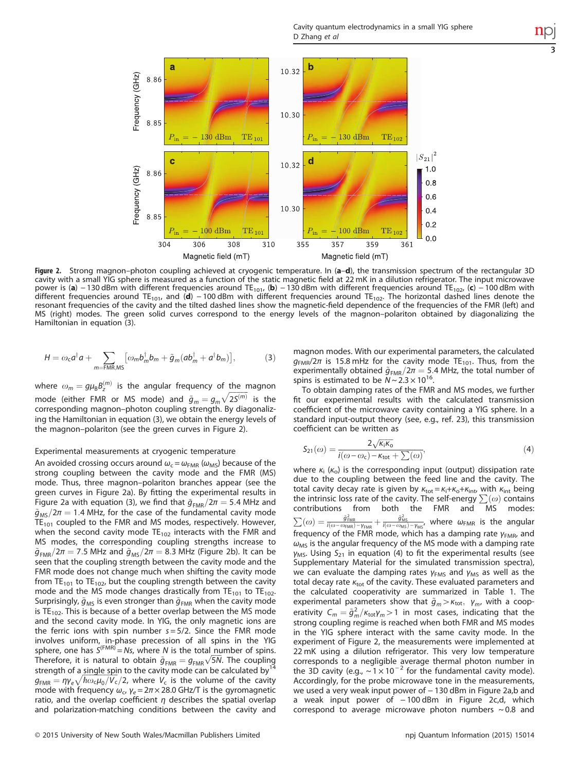**Figure 2.** Strong magnon–photon coupling achieved at cryogenic temperature. In (**a**–**d**), the transmission spectrum of the rectangular 3D cavity with a small YIG sphere is measured as a function of the static magnetic field at 22 mK in a dilution refrigerator. The input microwave power is (**a**) −130 dBm with different frequencies around $TE_{101}$, (**b**) −130 dBm with different frequencies around $TE_{102}$, (**c**) −100 dBm with different frequencies around $TE_{101}$, and (**d**) −100 dBm with different frequencies around $TE_{102}$. The horizontal dashed lines denote the resonant frequencies of the cavity and the tilted dashed lines show the magnetic-field dependence of the frequencies of the FMR (left) and MS (right) modes. The green solid curves correspond to the energy levels of the magnon–polariton obtained by diagonalizing the Hamiltonian in equation (3).

$$H = \omega_c a^\dagger a + \sum_{m=\mathrm{FMR,MS}} \left[\omega_m b_m^\dagger b_m + \bar{g}_m (a b_m^\dagger + a^\dagger b_m)\right], \qquad (3)$$

where $\omega_m = g\mu_B B_z^{(m)}$ is the angular frequency of the magnon mode (either FMR or MS mode) and $\bar{g}_m = g_m\sqrt{2S^{(m)}}$ is the corresponding magnon–photon coupling strength. By diagonalizing the Hamiltonian in equation (3), we obtain the energy levels of the magnon–polariton (see the green curves in Figure 2).

### Experimental measurements at cryogenic temperature

An avoided crossing occurs around $\omega_c = \omega_{\mathrm{FMR}}$ ($\omega_{\mathrm{MS}}$) because of the strong coupling between the cavity mode and the FMR (MS) mode. Thus, three magnon–polariton branches appear (see the green curves in Figure 2a). By fitting the experimental results in Figure 2a with equation (3), we find that $\bar{g}_{\mathrm{FMR}}/2\pi = 5.4$ MHz and $\bar{g}_{\mathrm{MS}}/2\pi = 1.4$ MHz, for the case of the fundamental cavity mode $TE_{101}$ coupled to the FMR and MS modes, respectively. However, when the second cavity mode $TE_{102}$ interacts with the FMR and MS modes, the corresponding coupling strengths increase to $\bar{g}_{\mathrm{FMR}}/2\pi = 7.5$ MHz and $\bar{g}_{\mathrm{MS}}/2\pi = 8.3$ MHz (Figure 2b). It can be seen that the coupling strength between the cavity mode and the FMR mode does not change much when shifting the cavity mode from $TE_{101}$ to $TE_{102}$, but the coupling strength between the cavity mode and the MS mode changes drastically from $TE_{101}$ to $TE_{102}$. Surprisingly, $\bar{g}_{\mathrm{MS}}$ is even stronger than $\bar{g}_{\mathrm{FMR}}$ when the cavity mode is $TE_{102}$. This is because of a better overlap between the MS mode and the second cavity mode. In YIG, the only magnetic ions are the ferric ions with spin number $s = 5/2$. Since the FMR mode involves uniform, in-phase precession of all spins in the YIG sphere, one has $S^{(\mathrm{FMR})} = Ns$, where $N$ is the total number of spins. Therefore, it is natural to obtain $\bar{g}_{\mathrm{FMR}} = g_{\mathrm{FMR}}\sqrt{5N}$. The coupling strength of a single spin to the cavity mode can be calculated by[14] $g_{\mathrm{FMR}} = \eta\gamma_e\sqrt{\hbar\omega_c\mu_0/V_c}/2$, where $V_c$ is the volume of the cavity mode with frequency $\omega_c$, $\gamma_e = 2\pi \times 28.0$ GHz/T is the gyromagnetic ratio, and the overlap coefficient $\eta$ describes the spatial overlap and polarization-matching conditions between the cavity and magnon modes. With our experimental parameters, the calculated $g_{\mathrm{FMR}}/2\pi$ is 15.8 mHz for the cavity mode $TE_{101}$. Thus, from the experimentally obtained $\bar{g}_{\mathrm{FMR}}/2\pi = 5.4$ MHz, the total number of spins is estimated to be $N \sim 2.3 \times 10^{16}$.

To obtain damping rates of the FMR and MS modes, we further fit our experimental results with the calculated transmission coefficient of the microwave cavity containing a YIG sphere. In a standard input-output theory (see, e.g., ref. 23), this transmission coefficient can be written as

$$S_{21}(\omega) = \frac{2\sqrt{\kappa_i\kappa_o}}{i(\omega - \omega_c) - \kappa_{\mathrm{tot}} + \sum(\omega)}, \qquad (4)$$

where $\kappa_i$ ($\kappa_o$) is the corresponding input (output) dissipation rate due to the coupling between the feed line and the cavity. The total cavity decay rate is given by $\kappa_{\mathrm{tot}} = \kappa_i + \kappa_o + \kappa_{\mathrm{int}}$, with $\kappa_{\mathrm{int}}$ being the intrinsic loss rate of the cavity. The self-energy $\sum(\omega)$ contains contributions from both the FMR and MS modes: $\sum(\omega) = \frac{\bar{g}_{\mathrm{FMR}}^2}{i(\omega - \omega_{\mathrm{FMR}}) - \gamma_{\mathrm{FMR}}} + \frac{\bar{g}_{\mathrm{MS}}^2}{i(\omega - \omega_{\mathrm{MS}}) - \gamma_{\mathrm{MS}}}$, where $\omega_{\mathrm{FMR}}$ is the angular frequency of the FMR mode, which has a damping rate $\gamma_{\mathrm{FMR}}$, and $\omega_{\mathrm{MS}}$ is the angular frequency of the MS mode with a damping rate $\gamma_{\mathrm{MS}}$. Using $S_{21}$ in equation (4) to fit the experimental results (see Supplementary Material for the simulated transmission spectra), we can evaluate the damping rates $\gamma_{\mathrm{FMS}}$ and $\gamma_{\mathrm{MS}}$ as well as the total decay rate $\kappa_{\mathrm{tot}}$ of the cavity. These evaluated parameters and the calculated cooperativity are summarized in Table 1. The experimental parameters show that $\bar{g}_m > \kappa_{\mathrm{tot}}$, $\gamma_m$, with a cooperativity $C_m = \bar{g}_m^2/\kappa_{\mathrm{tot}}\gamma_m > 1$ in most cases, indicating that the strong coupling regime is reached when both FMR and MS modes in the YIG sphere interact with the same cavity mode. In the experiment of Figure 2, the measurements were implemented at 22 mK using a dilution refrigerator. This very low temperature corresponds to a negligible average thermal photon number in the 3D cavity (e.g., $\sim 1 \times 10^{-2}$ for the fundamental cavity mode). Accordingly, for the probe microwave tone in the measurements, we used a very weak input power of −130 dBm in Figure 2a,b and a weak input power of −100 dBm in Figure 2c,d, which correspond to average microwave photon numbers ~0.8 and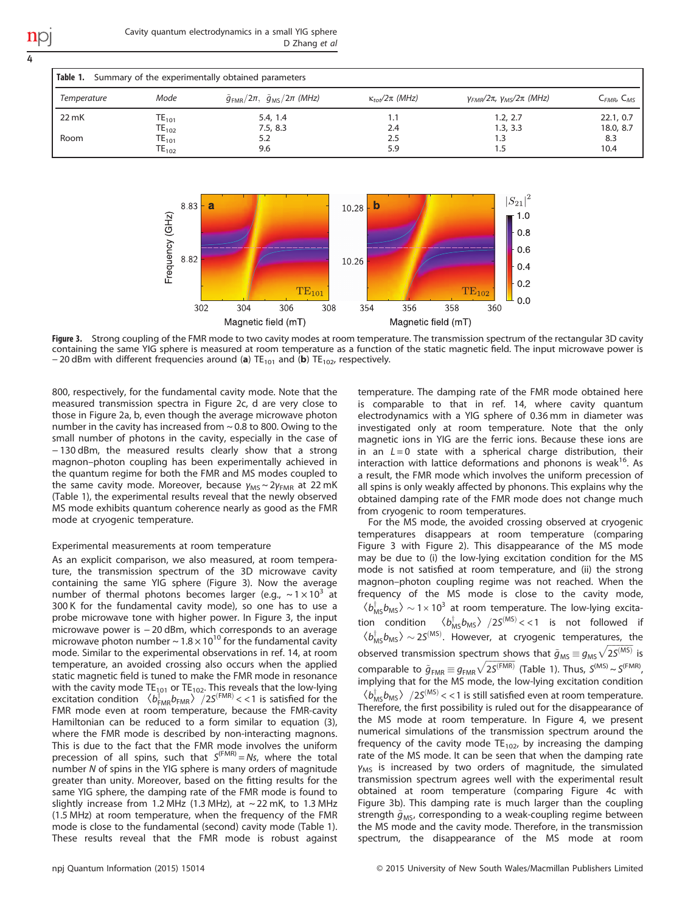**Table 1.** Summary of the experimentally obtained parameters

| Temperature | Mode | $\tilde{g}_{FMR}/2\pi$, $\tilde{g}_{MS}/2\pi$ (MHz) | $\kappa_{tot}/2\pi$ (MHz) | $\gamma_{FMR}/2\pi$, $\gamma_{MS}/2\pi$ (MHz) | $C_{FMR}$, $C_{MS}$ |
|---|---|---|---|---|---|
| 22 mK | $TE_{101}$ | 5.4, 1.4 | 1.1 | 1.2, 2.7 | 22.1, 0.7 |
| | $TE_{102}$ | 7.5, 8.3 | 2.4 | 1.3, 3.3 | 18.0, 8.7 |
| Room | $TE_{101}$ | 5.2 | 2.5 | 1.3 | 8.3 |
| | $TE_{102}$ | 9.6 | 5.9 | 1.5 | 10.4 |

**Figure 3.** Strong coupling of the FMR mode to two cavity modes at room temperature. The transmission spectrum of the rectangular 3D cavity containing the same YIG sphere is measured at room temperature as a function of the static magnetic field. The input microwave power is − 20 dBm with different frequencies around (**a**) $TE_{101}$ and (**b**) $TE_{102}$, respectively.

800, respectively, for the fundamental cavity mode. Note that the measured transmission spectra in Figure 2c, d are very close to those in Figure 2a, b, even though the average microwave photon number in the cavity has increased from ~ 0.8 to 800. Owing to the small number of photons in the cavity, especially in the case of − 130 dBm, the measured results clearly show that a strong magnon–photon coupling has been experimentally achieved in the quantum regime for both the FMR and MS modes coupled to the same cavity mode. Moreover, because $\gamma_{MS} \sim 2\gamma_{FMR}$ at 22 mK (Table 1), the experimental results reveal that the newly observed MS mode exhibits quantum coherence nearly as good as the FMR mode at cryogenic temperature.

### Experimental measurements at room temperature

As an explicit comparison, we also measured, at room temperature, the transmission spectrum of the 3D microwave cavity containing the same YIG sphere (Figure 3). Now the average number of thermal photons becomes larger (e.g., $\sim 1\times10^3$ at 300 K for the fundamental cavity mode), so one has to use a probe microwave tone with higher power. In Figure 3, the input microwave power is − 20 dBm, which corresponds to an average microwave photon number $\sim 1.8\times10^{10}$ for the fundamental cavity mode. Similar to the experimental observations in ref. 14, at room temperature, an avoided crossing also occurs when the applied static magnetic field is tuned to make the FMR mode in resonance with the cavity mode $TE_{101}$ or $TE_{102}$. This reveals that the low-lying excitation condition $\langle b^{\dagger}_{FMR}b_{FMR}\rangle\ /2S^{(FMR)} << 1$ is satisfied for the FMR mode even at room temperature, because the FMR-cavity Hamiltonian can be reduced to a form similar to equation (3), where the FMR mode is described by non-interacting magnons. This is due to the fact that the FMR mode involves the uniform precession of all spins, such that $S^{(FMR)} = Ns$, where the total number $N$ of spins in the YIG sphere is many orders of magnitude greater than unity. Moreover, based on the fitting results for the same YIG sphere, the damping rate of the FMR mode is found to slightly increase from 1.2 MHz (1.3 MHz), at ~ 22 mK, to 1.3 MHz (1.5 MHz) at room temperature, when the frequency of the FMR mode is close to the fundamental (second) cavity mode (Table 1). These results reveal that the FMR mode is robust against temperature. The damping rate of the FMR mode obtained here is comparable to that in ref. 14, where cavity quantum electrodynamics with a YIG sphere of 0.36 mm in diameter was investigated only at room temperature. Note that the only magnetic ions in YIG are the ferric ions. Because these ions are in an $L = 0$ state with a spherical charge distribution, their interaction with lattice deformations and phonons is weak[16]. As a result, the FMR mode which involves the uniform precession of all spins is only weakly affected by phonons. This explains why the obtained damping rate of the FMR mode does not change much from cryogenic to room temperatures.

For the MS mode, the avoided crossing observed at cryogenic temperatures disappears at room temperature (comparing Figure 3 with Figure 2). This disappearance of the MS mode may be due to (i) the low-lying excitation condition for the MS mode is not satisfied at room temperature, and (ii) the strong magnon–photon coupling regime was not reached. When the frequency of the MS mode is close to the cavity mode, $\langle b^{\dagger}_{MS}b_{MS}\rangle \sim 1\times10^3$ at room temperature. The low-lying excitation condition $\langle b^{\dagger}_{MS}b_{MS}\rangle\ /2S^{(MS)} << 1$ is not followed if $\langle b^{\dagger}_{MS}b_{MS}\rangle \sim 2S^{(MS)}$. However, at cryogenic temperatures, the observed transmission spectrum shows that $\tilde{g}_{MS} \equiv g_{MS}\sqrt{2S^{(MS)}}$ is comparable to $\tilde{g}_{FMR} \equiv g_{FMR}\sqrt{2S^{(FMR)}}$ (Table 1). Thus, $S^{(MS)} \sim S^{(FMR)}$, implying that for the MS mode, the low-lying excitation condition $\langle b^{\dagger}_{MS}b_{MS}\rangle\ /2S^{(MS)} << 1$ is still satisfied even at room temperature. Therefore, the first possibility is ruled out for the disappearance of the MS mode at room temperature. In Figure 4, we present numerical simulations of the transmission spectrum around the frequency of the cavity mode $TE_{102}$, by increasing the damping rate of the MS mode. It can be seen that when the damping rate $\gamma_{MS}$ is increased by two orders of magnitude, the simulated transmission spectrum agrees well with the experimental result obtained at room temperature (comparing Figure 4c with Figure 3b). This damping rate is much larger than the coupling strength $\tilde{g}_{MS}$, corresponding to a weak-coupling regime between the MS mode and the cavity mode. Therefore, in the transmission spectrum, the disappearance of the MS mode at room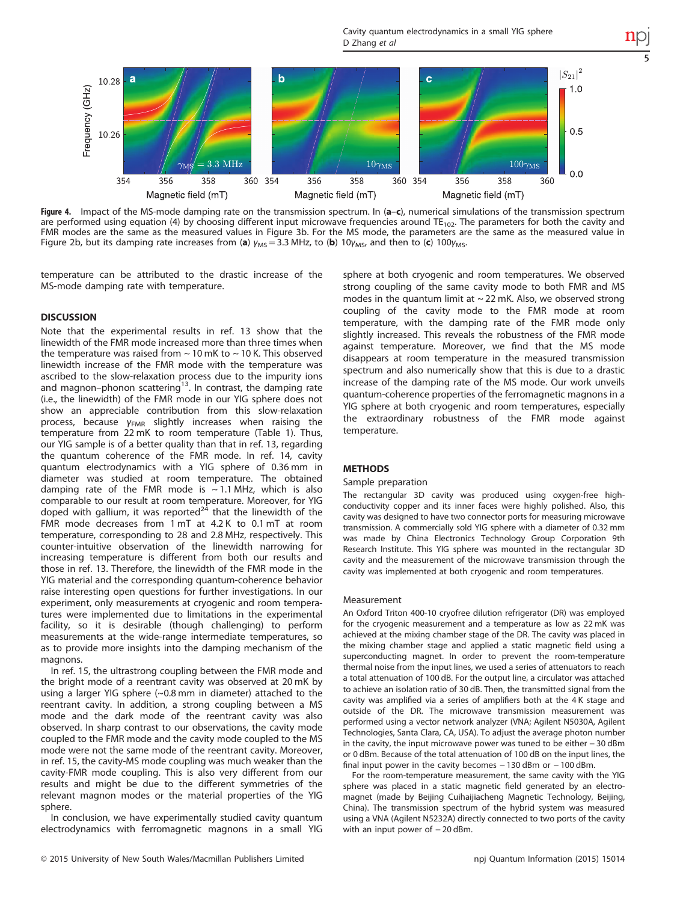**Figure 4.** Impact of the MS-mode damping rate on the transmission spectrum. In (**a**–**c**), numerical simulations of the transmission spectrum are performed using equation (4) by choosing different input microwave frequencies around $TE_{102}$. The parameters for both the cavity and FMR modes are the same as the measured values in Figure 3b. For the MS mode, the parameters are the same as the measured value in Figure 2b, but its damping rate increases from (**a**) $\gamma_{MS} = 3.3$ MHz, to (**b**) $10\gamma_{MS}$, and then to (**c**) $100\gamma_{MS}$.

temperature can be attributed to the drastic increase of the MS-mode damping rate with temperature.

## DISCUSSION

Note that the experimental results in ref. 13 show that the linewidth of the FMR mode increased more than three times when the temperature was raised from ~10 mK to ~10 K. This observed linewidth increase of the FMR mode with the temperature was ascribed to the slow-relaxation process due to the impurity ions and magnon–phonon scattering[13]. In contrast, the damping rate (i.e., the linewidth) of the FMR mode in our YIG sphere does not show an appreciable contribution from this slow-relaxation process, because $\gamma_{FMR}$ slightly increases when raising the temperature from 22 mK to room temperature (Table 1). Thus, our YIG sample is of a better quality than that in ref. 13, regarding the quantum coherence of the FMR mode. In ref. 14, cavity quantum electrodynamics with a YIG sphere of 0.36 mm in diameter was studied at room temperature. The obtained damping rate of the FMR mode is ~1.1 MHz, which is also comparable to our result at room temperature. Moreover, for YIG doped with gallium, it was reported[24] that the linewidth of the FMR mode decreases from 1 mT at 4.2 K to 0.1 mT at room temperature, corresponding to 28 and 2.8 MHz, respectively. This counter-intuitive observation of the linewidth narrowing for increasing temperature is different from both our results and those in ref. 13. Therefore, the linewidth of the FMR mode in the YIG material and the corresponding quantum-coherence behavior raise interesting open questions for further investigations. In our experiment, only measurements at cryogenic and room temperatures were implemented due to limitations in the experimental facility, so it is desirable (though challenging) to perform measurements at the wide-range intermediate temperatures, so as to provide more insights into the damping mechanism of the magnons.

In ref. 15, the ultrastrong coupling between the FMR mode and the bright mode of a reentrant cavity was observed at 20 mK by using a larger YIG sphere (~0.8 mm in diameter) attached to the reentrant cavity. In addition, a strong coupling between a MS mode and the dark mode of the reentrant cavity was also observed. In sharp contrast to our observations, the cavity mode coupled to the FMR mode and the cavity mode coupled to the MS mode were not the same mode of the reentrant cavity. Moreover, in ref. 15, the cavity-MS mode coupling was much weaker than the cavity-FMR mode coupling. This is also very different from our results and might be due to the different symmetries of the relevant magnon modes or the material properties of the YIG sphere.

In conclusion, we have experimentally studied cavity quantum electrodynamics with ferromagnetic magnons in a small YIG sphere at both cryogenic and room temperatures. We observed strong coupling of the same cavity mode to both FMR and MS modes in the quantum limit at ~22 mK. Also, we observed strong coupling of the cavity mode to the FMR mode at room temperature, with the damping rate of the FMR mode only slightly increased. This reveals the robustness of the FMR mode against temperature. Moreover, we find that the MS mode disappears at room temperature in the measured transmission spectrum and also numerically show that this is due to a drastic increase of the damping rate of the MS mode. Our work unveils quantum-coherence properties of the ferromagnetic magnons in a YIG sphere at both cryogenic and room temperatures, especially the extraordinary robustness of the FMR mode against temperature.

## METHODS

### Sample preparation

The rectangular 3D cavity was produced using oxygen-free high-conductivity copper and its inner faces were highly polished. Also, this cavity was designed to have two connector ports for measuring microwave transmission. A commercially sold YIG sphere with a diameter of 0.32 mm was made by China Electronics Technology Group Corporation 9th Research Institute. This YIG sphere was mounted in the rectangular 3D cavity and the measurement of the microwave transmission through the cavity was implemented at both cryogenic and room temperatures.

### Measurement

An Oxford Triton 400-10 cryofree dilution refrigerator (DR) was employed for the cryogenic measurement and a temperature as low as 22 mK was achieved at the mixing chamber stage of the DR. The cavity was placed in the mixing chamber stage and applied a static magnetic field using a superconducting magnet. In order to prevent the room-temperature thermal noise from the input lines, we used a series of attenuators to reach a total attenuation of 100 dB. For the output line, a circulator was attached to achieve an isolation ratio of 30 dB. Then, the transmitted signal from the cavity was amplified via a series of amplifiers both at the 4 K stage and outside of the DR. The microwave transmission measurement was performed using a vector network analyzer (VNA; Agilent N5030A, Agilent Technologies, Santa Clara, CA, USA). To adjust the average photon number in the cavity, the input microwave power was tuned to be either −30 dBm or 0 dBm. Because of the total attenuation of 100 dB on the input lines, the final input power in the cavity becomes −130 dBm or −100 dBm.

For the room-temperature measurement, the same cavity with the YIG sphere was placed in a static magnetic field generated by an electromagnet (made by Beijing Cuihaijiacheng Magnetic Technology, Beijing, China). The transmission spectrum of the hybrid system was measured using a VNA (Agilent N5232A) directly connected to two ports of the cavity with an input power of −20 dBm.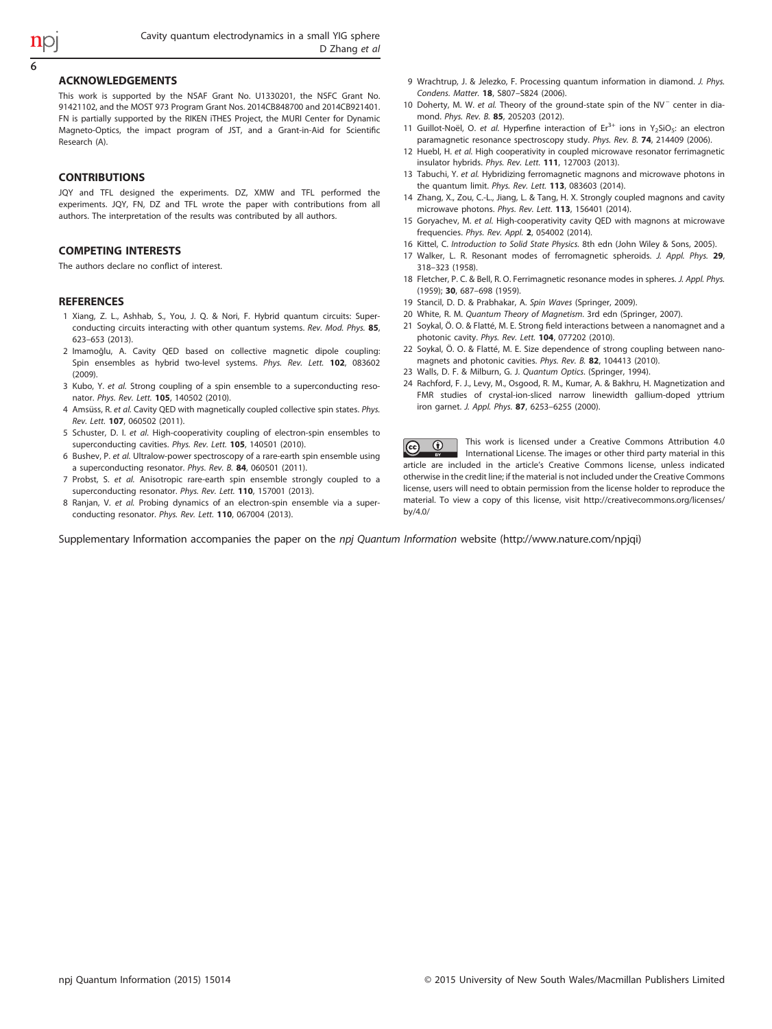## ACKNOWLEDGEMENTS

This work is supported by the NSAF Grant No. U1330201, the NSFC Grant No. 91421102, and the MOST 973 Program Grant Nos. 2014CB848700 and 2014CB921401. FN is partially supported by the RIKEN iTHES Project, the MURI Center for Dynamic Magneto-Optics, the impact program of JST, and a Grant-in-Aid for Scientific Research (A).

## CONTRIBUTIONS

JQY and TFL designed the experiments. DZ, XMW and TFL performed the experiments. JQY, FN, DZ and TFL wrote the paper with contributions from all authors. The interpretation of the results was contributed by all authors.

## COMPETING INTERESTS

The authors declare no conflict of interest.

## REFERENCES

1 Xiang, Z. L., Ashhab, S., You, J. Q. & Nori, F. Hybrid quantum circuits: Superconducting circuits interacting with other quantum systems. *Rev. Mod. Phys.* **85**, 623–653 (2013).
2 Imamoğlu, A. Cavity QED based on collective magnetic dipole coupling: Spin ensembles as hybrid two-level systems. *Phys. Rev. Lett.* **102**, 083602 (2009).
3 Kubo, Y. *et al.* Strong coupling of a spin ensemble to a superconducting resonator. *Phys. Rev. Lett.* **105**, 140502 (2010).
4 Amsüss, R. *et al.* Cavity QED with magnetically coupled collective spin states. *Phys. Rev. Lett.* **107**, 060502 (2011).
5 Schuster, D. I. *et al.* High-cooperativity coupling of electron-spin ensembles to superconducting cavities. *Phys. Rev. Lett.* **105**, 140501 (2010).
6 Bushev, P. *et al.* Ultralow-power spectroscopy of a rare-earth spin ensemble using a superconducting resonator. *Phys. Rev. B.* **84**, 060501 (2011).
7 Probst, S. *et al.* Anisotropic rare-earth spin ensemble strongly coupled to a superconducting resonator. *Phys. Rev. Lett.* **110**, 157001 (2013).
8 Ranjan, V. *et al.* Probing dynamics of an electron-spin ensemble via a superconducting resonator. *Phys. Rev. Lett.* **110**, 067004 (2013).
9 Wrachtrup, J. & Jelezko, F. Processing quantum information in diamond. *J. Phys. Condens. Matter.* **18**, S807–S824 (2006).
10 Doherty, M. W. *et al.* Theory of the ground-state spin of the $NV^-$ center in diamond. *Phys. Rev. B.* **85**, 205203 (2012).
11 Guillot-Noël, O. *et al.* Hyperfine interaction of $Er^{3+}$ ions in $Y_2SiO_5$: an electron paramagnetic resonance spectroscopy study. *Phys. Rev. B.* **74**, 214409 (2006).
12 Huebl, H. *et al.* High cooperativity in coupled microwave resonator ferrimagnetic insulator hybrids. *Phys. Rev. Lett.* **111**, 127003 (2013).
13 Tabuchi, Y. *et al.* Hybridizing ferromagnetic magnons and microwave photons in the quantum limit. *Phys. Rev. Lett.* **113**, 083603 (2014).
14 Zhang, X., Zou, C.-L., Jiang, L. & Tang, H. X. Strongly coupled magnons and cavity microwave photons. *Phys. Rev. Lett.* **113**, 156401 (2014).
15 Goryachev, M. *et al.* High-cooperativity cavity QED with magnons at microwave frequencies. *Phys. Rev. Appl.* **2**, 054002 (2014).
16 Kittel, C. *Introduction to Solid State Physics*. 8th edn (John Wiley & Sons, 2005).
17 Walker, L. R. Resonant modes of ferromagnetic spheroids. *J. Appl. Phys.* **29**, 318–323 (1958).
18 Fletcher, P. C. & Bell, R. O. Ferrimagnetic resonance modes in spheres. *J. Appl. Phys.* (1959); **30**, 687–698 (1959).
19 Stancil, D. D. & Prabhakar, A. *Spin Waves* (Springer, 2009).
20 White, R. M. *Quantum Theory of Magnetism*. 3rd edn (Springer, 2007).
21 Soykal, Ö. O. & Flatté, M. E. Strong field interactions between a nanomagnet and a photonic cavity. *Phys. Rev. Lett.* **104**, 077202 (2010).
22 Soykal, Ö. O. & Flatté, M. E. Size dependence of strong coupling between nanomagnets and photonic cavities. *Phys. Rev. B.* **82**, 104413 (2010).
23 Walls, D. F. & Milburn, G. J. *Quantum Optics*. (Springer, 1994).
24 Rachford, F. J., Levy, M., Osgood, R. M., Kumar, A. & Bakhru, H. Magnetization and FMR studies of crystal-ion-sliced narrow linewidth gallium-doped yttrium iron garnet. *J. Appl. Phys.* **87**, 6253–6255 (2000).

This work is licensed under a Creative Commons Attribution 4.0 International License. The images or other third party material in this article are included in the article's Creative Commons license, unless indicated otherwise in the credit line; if the material is not included under the Creative Commons license, users will need to obtain permission from the license holder to reproduce the material. To view a copy of this license, visit http://creativecommons.org/licenses/by/4.0/

Supplementary Information accompanies the paper on the *npj Quantum Information* website (http://www.nature.com/npjqi)